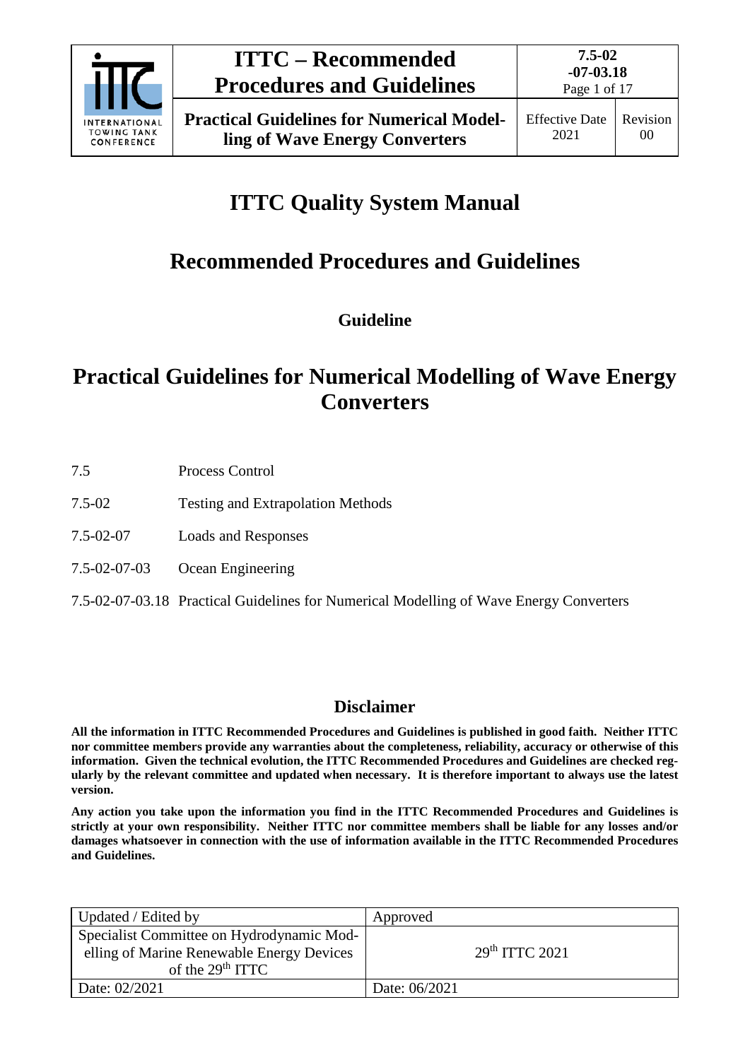# ITTC Quality System Manual

## Recommended Procedures and Guidelines

### Guideline

# Practical Guidelines for Numerical Modelling of Wave Energy Converters

| | |
|---|---|
| 7.5 | Process Control |
| 7.5-02 | Testing and Extrapolation Methods |
| 7.5-02-07 | Loads and Responses |
| 7.5-02-07-03 | Ocean Engineering |
| 7.5-02-07-03.18 | Practical Guidelines for Numerical Modelling of Wave Energy Converters |

## Disclaimer

**All the information in ITTC Recommended Procedures and Guidelines is published in good faith. Neither ITTC nor committee members provide any warranties about the completeness, reliability, accuracy or otherwise of this information. Given the technical evolution, the ITTC Recommended Procedures and Guidelines are checked regularly by the relevant committee and updated when necessary. It is therefore important to always use the latest version.**

**Any action you take upon the information you find in the ITTC Recommended Procedures and Guidelines is strictly at your own responsibility. Neither ITTC nor committee members shall be liable for any losses and/or damages whatsoever in connection with the use of information available in the ITTC Recommended Procedures and Guidelines.**

| Updated / Edited by | Approved |
|---|---|
| Specialist Committee on Hydrodynamic Modelling of Marine Renewable Energy Devices of the 29th ITTC | 29th ITTC 2021 |
| Date: 02/2021 | Date: 06/2021 |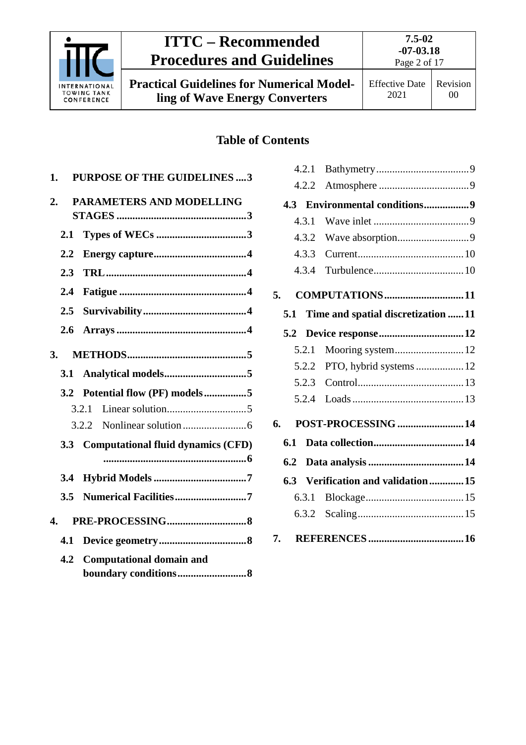## Table of Contents

1. **PURPOSE OF THE GUIDELINES .... 3**
2. **PARAMETERS AND MODELLING STAGES .... 3**
   - **2.1 Types of WECs .... 3**
   - **2.2 Energy capture .... 4**
   - **2.3 TRL .... 4**
   - **2.4 Fatigue .... 4**
   - **2.5 Survivability .... 4**
   - **2.6 Arrays .... 4**
3. **METHODS .... 5**
   - **3.1 Analytical models .... 5**
   - **3.2 Potential flow (PF) models .... 5**
     - 3.2.1 Linear solution .... 5
     - 3.2.2 Nonlinear solution .... 6
   - **3.3 Computational fluid dynamics (CFD) .... 6**
   - **3.4 Hybrid Models .... 7**
   - **3.5 Numerical Facilities .... 7**
4. **PRE-PROCESSING .... 8**
   - **4.1 Device geometry .... 8**
   - **4.2 Computational domain and boundary conditions .... 8**
     - 4.2.1 Bathymetry .... 9
     - 4.2.2 Atmosphere .... 9
   - **4.3 Environmental conditions .... 9**
     - 4.3.1 Wave inlet .... 9
     - 4.3.2 Wave absorption .... 9
     - 4.3.3 Current .... 10
     - 4.3.4 Turbulence .... 10
5. **COMPUTATIONS .... 11**
   - **5.1 Time and spatial discretization .... 11**
   - **5.2 Device response .... 12**
     - 5.2.1 Mooring system .... 12
     - 5.2.2 PTO, hybrid systems .... 12
     - 5.2.3 Control .... 13
     - 5.2.4 Loads .... 13
6. **POST-PROCESSING .... 14**
   - **6.1 Data collection .... 14**
   - **6.2 Data analysis .... 14**
   - **6.3 Verification and validation .... 15**
     - 6.3.1 Blockage .... 15
     - 6.3.2 Scaling .... 15
7. **REFERENCES .... 16**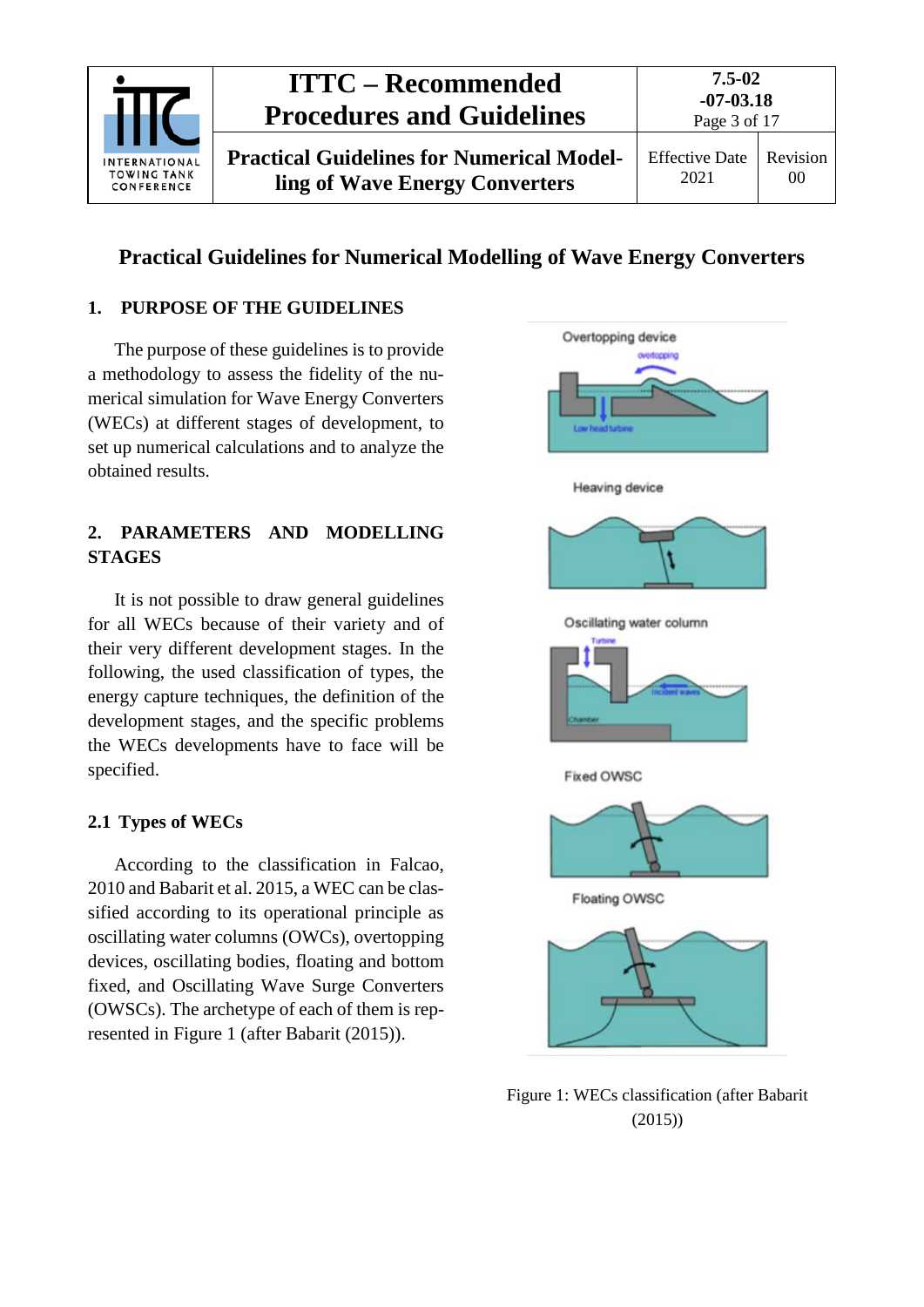# Practical Guidelines for Numerical Modelling of Wave Energy Converters

## 1. PURPOSE OF THE GUIDELINES

The purpose of these guidelines is to provide a methodology to assess the fidelity of the numerical simulation for Wave Energy Converters (WECs) at different stages of development, to set up numerical calculations and to analyze the obtained results.

## 2. PARAMETERS AND MODELLING STAGES

It is not possible to draw general guidelines for all WECs because of their variety and of their very different development stages. In the following, the used classification of types, the energy capture techniques, the definition of the development stages, and the specific problems the WECs developments have to face will be specified.

### 2.1 Types of WECs

According to the classification in Falcao, 2010 and Babarit et al. 2015, a WEC can be classified according to its operational principle as oscillating water columns (OWCs), overtopping devices, oscillating bodies, floating and bottom fixed, and Oscillating Wave Surge Converters (OWSCs). The archetype of each of them is represented in Figure 1 (after Babarit (2015)).

Figure 1: WECs classification (after Babarit (2015))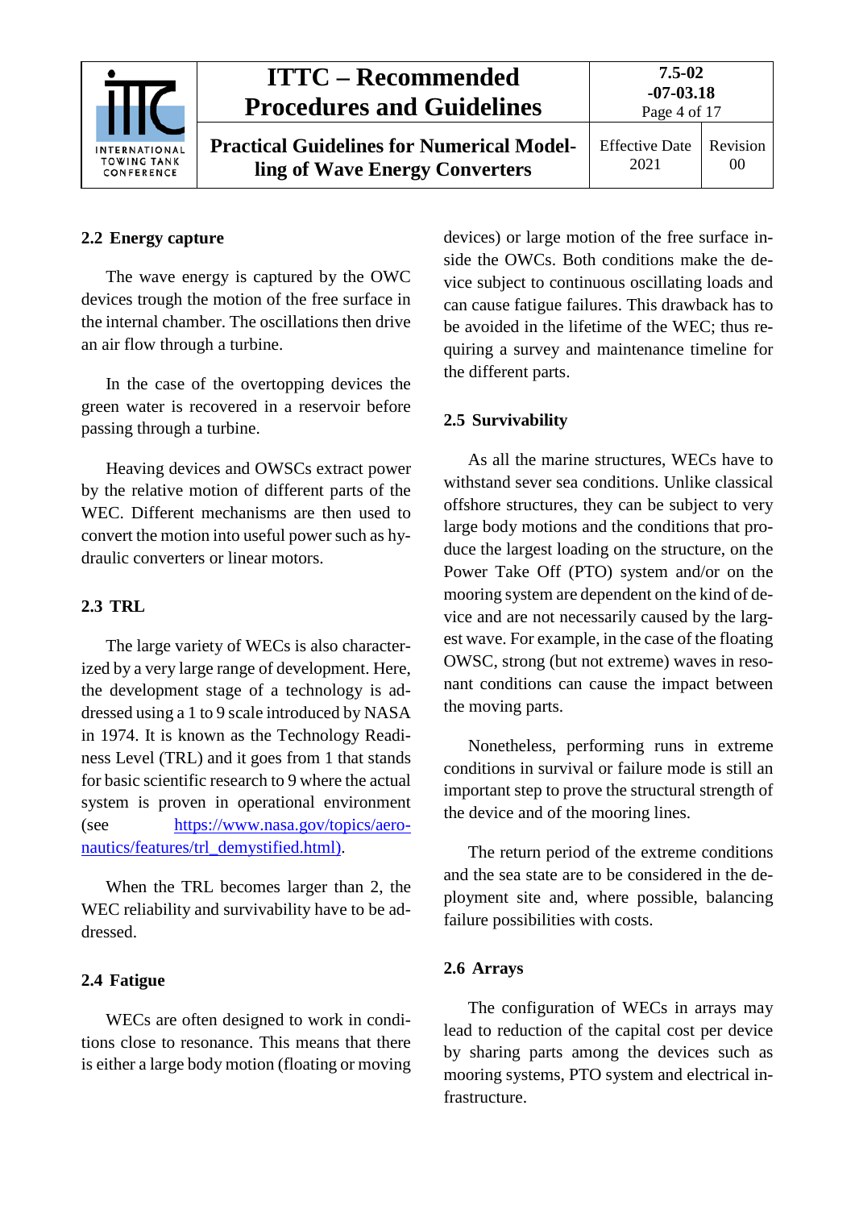## 2.2 Energy capture

The wave energy is captured by the OWC devices trough the motion of the free surface in the internal chamber. The oscillations then drive an air flow through a turbine.

In the case of the overtopping devices the green water is recovered in a reservoir before passing through a turbine.

Heaving devices and OWSCs extract power by the relative motion of different parts of the WEC. Different mechanisms are then used to convert the motion into useful power such as hydraulic converters or linear motors.

## 2.3 TRL

The large variety of WECs is also characterized by a very large range of development. Here, the development stage of a technology is addressed using a 1 to 9 scale introduced by NASA in 1974. It is known as the Technology Readiness Level (TRL) and it goes from 1 that stands for basic scientific research to 9 where the actual system is proven in operational environment (see https://www.nasa.gov/topics/aeronautics/features/trl_demystified.html).

When the TRL becomes larger than 2, the WEC reliability and survivability have to be addressed.

## 2.4 Fatigue

WECs are often designed to work in conditions close to resonance. This means that there is either a large body motion (floating or moving devices) or large motion of the free surface inside the OWCs. Both conditions make the device subject to continuous oscillating loads and can cause fatigue failures. This drawback has to be avoided in the lifetime of the WEC; thus requiring a survey and maintenance timeline for the different parts.

## 2.5 Survivability

As all the marine structures, WECs have to withstand sever sea conditions. Unlike classical offshore structures, they can be subject to very large body motions and the conditions that produce the largest loading on the structure, on the Power Take Off (PTO) system and/or on the mooring system are dependent on the kind of device and are not necessarily caused by the largest wave. For example, in the case of the floating OWSC, strong (but not extreme) waves in resonant conditions can cause the impact between the moving parts.

Nonetheless, performing runs in extreme conditions in survival or failure mode is still an important step to prove the structural strength of the device and of the mooring lines.

The return period of the extreme conditions and the sea state are to be considered in the deployment site and, where possible, balancing failure possibilities with costs.

## 2.6 Arrays

The configuration of WECs in arrays may lead to reduction of the capital cost per device by sharing parts among the devices such as mooring systems, PTO system and electrical infrastructure.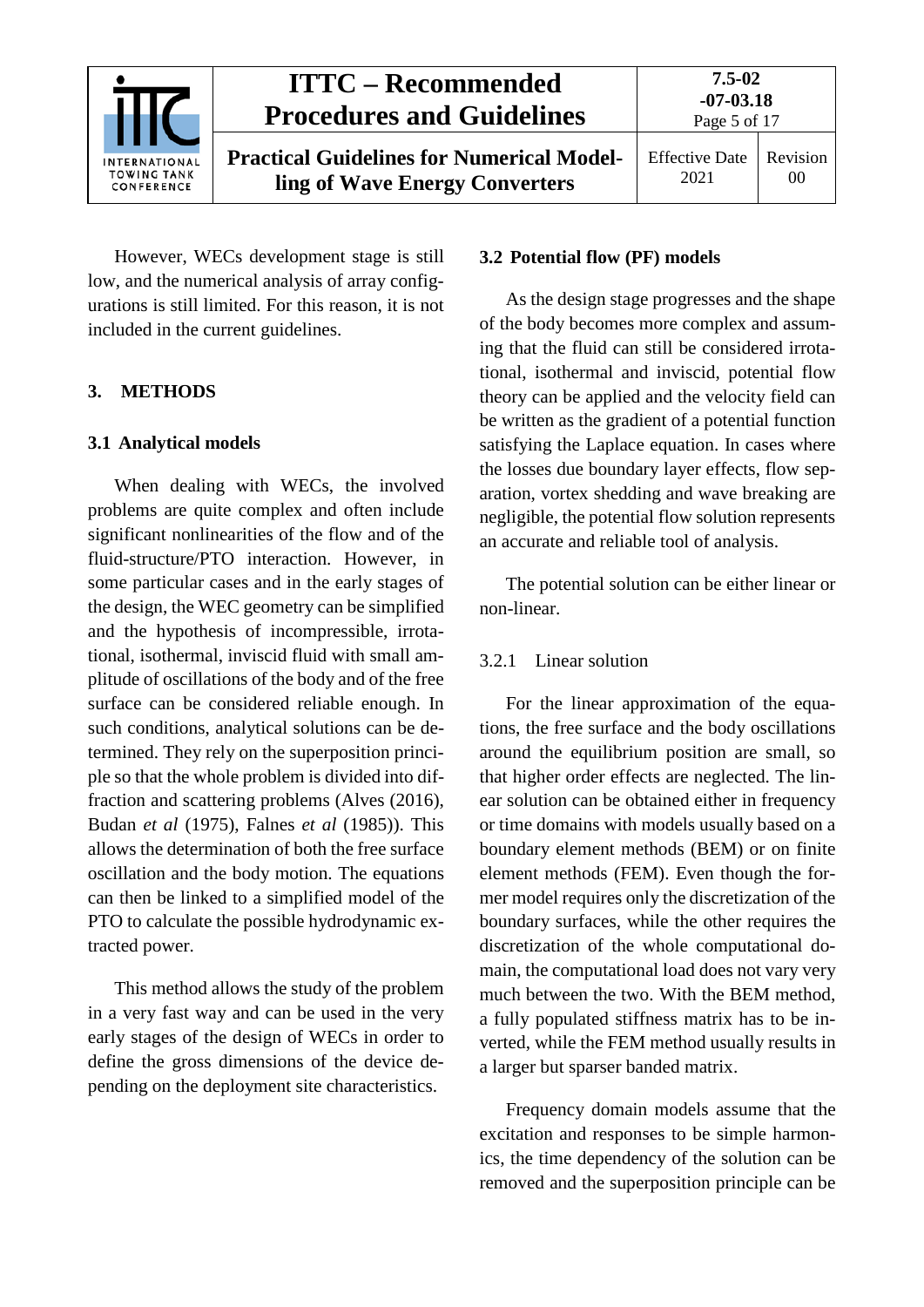However, WECs development stage is still low, and the numerical analysis of array configurations is still limited. For this reason, it is not included in the current guidelines.

## 3. METHODS

### 3.1 Analytical models

When dealing with WECs, the involved problems are quite complex and often include significant nonlinearities of the flow and of the fluid-structure/PTO interaction. However, in some particular cases and in the early stages of the design, the WEC geometry can be simplified and the hypothesis of incompressible, irrotational, isothermal, inviscid fluid with small amplitude of oscillations of the body and of the free surface can be considered reliable enough. In such conditions, analytical solutions can be determined. They rely on the superposition principle so that the whole problem is divided into diffraction and scattering problems (Alves (2016), Budan *et al* (1975), Falnes *et al* (1985)). This allows the determination of both the free surface oscillation and the body motion. The equations can then be linked to a simplified model of the PTO to calculate the possible hydrodynamic extracted power.

This method allows the study of the problem in a very fast way and can be used in the very early stages of the design of WECs in order to define the gross dimensions of the device depending on the deployment site characteristics.

### 3.2 Potential flow (PF) models

As the design stage progresses and the shape of the body becomes more complex and assuming that the fluid can still be considered irrotational, isothermal and inviscid, potential flow theory can be applied and the velocity field can be written as the gradient of a potential function satisfying the Laplace equation. In cases where the losses due boundary layer effects, flow separation, vortex shedding and wave breaking are negligible, the potential flow solution represents an accurate and reliable tool of analysis.

The potential solution can be either linear or non-linear.

#### 3.2.1 Linear solution

For the linear approximation of the equations, the free surface and the body oscillations around the equilibrium position are small, so that higher order effects are neglected. The linear solution can be obtained either in frequency or time domains with models usually based on a boundary element methods (BEM) or on finite element methods (FEM). Even though the former model requires only the discretization of the boundary surfaces, while the other requires the discretization of the whole computational domain, the computational load does not vary very much between the two. With the BEM method, a fully populated stiffness matrix has to be inverted, while the FEM method usually results in a larger but sparser banded matrix.

Frequency domain models assume that the excitation and responses to be simple harmonics, the time dependency of the solution can be removed and the superposition principle can be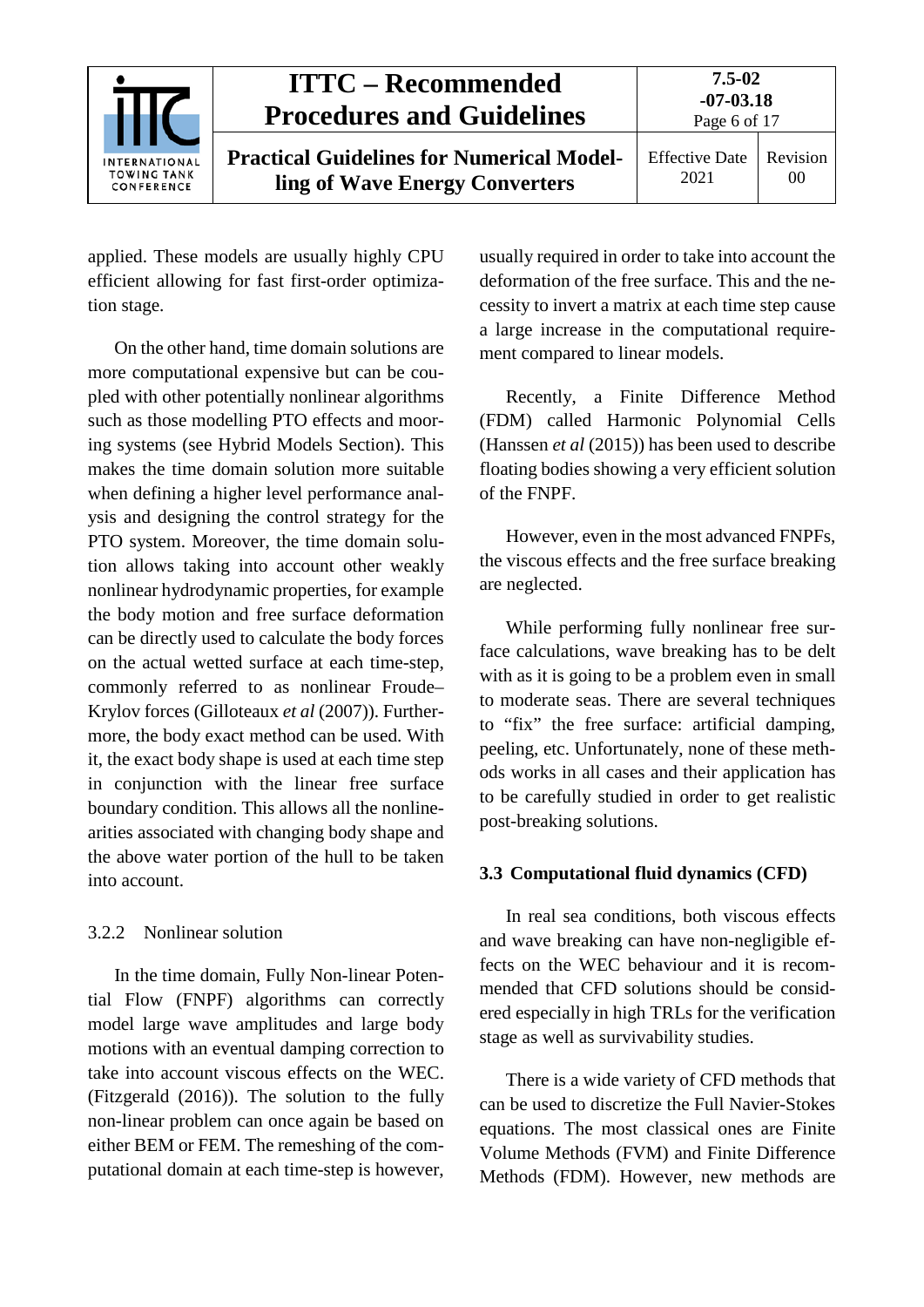applied. These models are usually highly CPU efficient allowing for fast first-order optimization stage.

On the other hand, time domain solutions are more computational expensive but can be coupled with other potentially nonlinear algorithms such as those modelling PTO effects and mooring systems (see Hybrid Models Section). This makes the time domain solution more suitable when defining a higher level performance analysis and designing the control strategy for the PTO system. Moreover, the time domain solution allows taking into account other weakly nonlinear hydrodynamic properties, for example the body motion and free surface deformation can be directly used to calculate the body forces on the actual wetted surface at each time-step, commonly referred to as nonlinear Froude–Krylov forces (Gilloteaux *et al* (2007)). Furthermore, the body exact method can be used. With it, the exact body shape is used at each time step in conjunction with the linear free surface boundary condition. This allows all the nonlinearities associated with changing body shape and the above water portion of the hull to be taken into account.

#### 3.2.2 Nonlinear solution

In the time domain, Fully Non-linear Potential Flow (FNPF) algorithms can correctly model large wave amplitudes and large body motions with an eventual damping correction to take into account viscous effects on the WEC. (Fitzgerald (2016)). The solution to the fully non-linear problem can once again be based on either BEM or FEM. The remeshing of the computational domain at each time-step is however, usually required in order to take into account the deformation of the free surface. This and the necessity to invert a matrix at each time step cause a large increase in the computational requirement compared to linear models.

Recently, a Finite Difference Method (FDM) called Harmonic Polynomial Cells (Hanssen *et al* (2015)) has been used to describe floating bodies showing a very efficient solution of the FNPF.

However, even in the most advanced FNPFs, the viscous effects and the free surface breaking are neglected.

While performing fully nonlinear free surface calculations, wave breaking has to be delt with as it is going to be a problem even in small to moderate seas. There are several techniques to "fix" the free surface: artificial damping, peeling, etc. Unfortunately, none of these methods works in all cases and their application has to be carefully studied in order to get realistic post-breaking solutions.

### 3.3 Computational fluid dynamics (CFD)

In real sea conditions, both viscous effects and wave breaking can have non-negligible effects on the WEC behaviour and it is recommended that CFD solutions should be considered especially in high TRLs for the verification stage as well as survivability studies.

There is a wide variety of CFD methods that can be used to discretize the Full Navier-Stokes equations. The most classical ones are Finite Volume Methods (FVM) and Finite Difference Methods (FDM). However, new methods are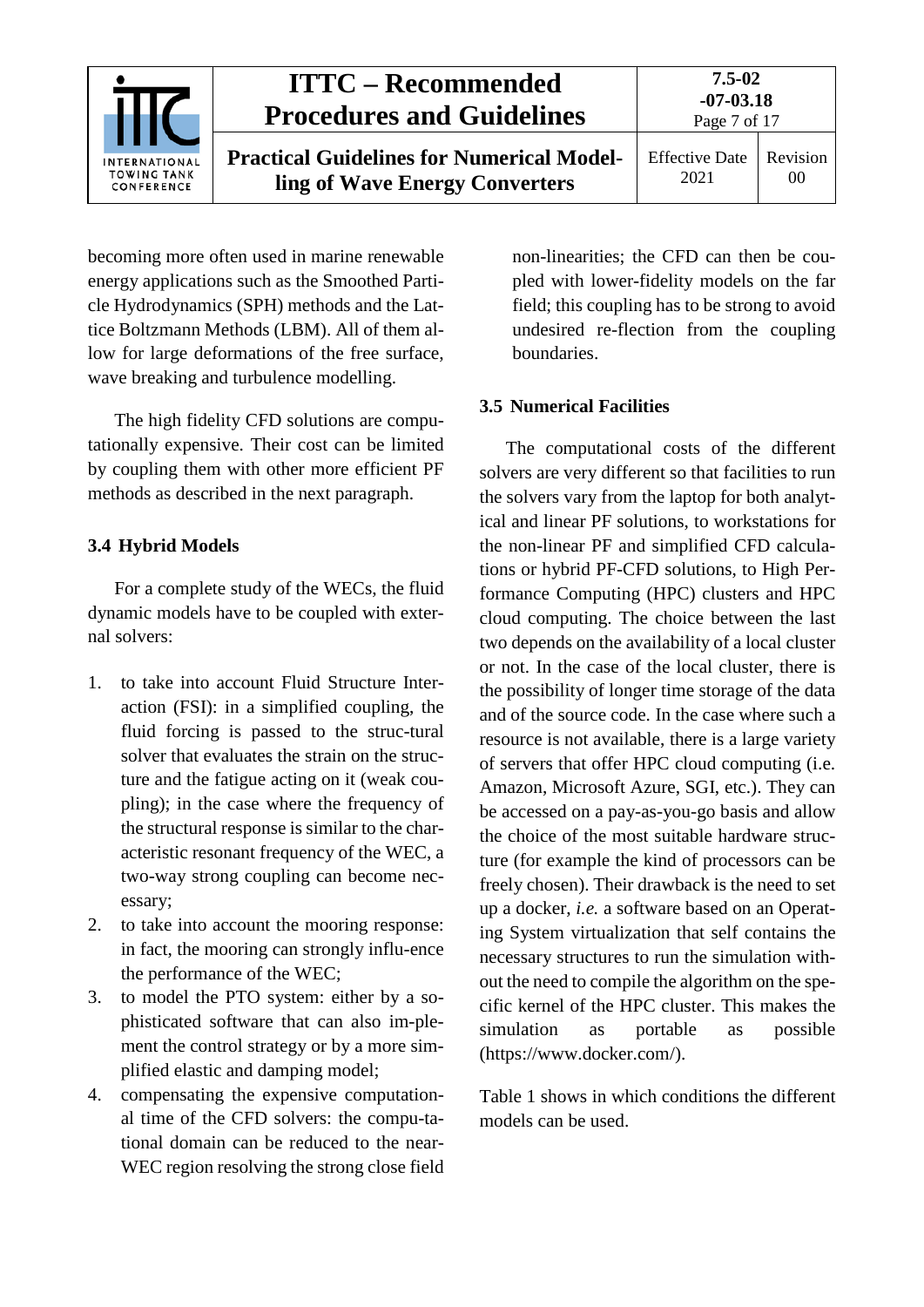becoming more often used in marine renewable energy applications such as the Smoothed Particle Hydrodynamics (SPH) methods and the Lattice Boltzmann Methods (LBM). All of them allow for large deformations of the free surface, wave breaking and turbulence modelling.

The high fidelity CFD solutions are computationally expensive. Their cost can be limited by coupling them with other more efficient PF methods as described in the next paragraph.

### 3.4 Hybrid Models

For a complete study of the WECs, the fluid dynamic models have to be coupled with external solvers:

1. to take into account Fluid Structure Interaction (FSI): in a simplified coupling, the fluid forcing is passed to the struc-tural solver that evaluates the strain on the structure and the fatigue acting on it (weak coupling); in the case where the frequency of the structural response is similar to the characteristic resonant frequency of the WEC, a two-way strong coupling can become necessary;
2. to take into account the mooring response: in fact, the mooring can strongly influ-ence the performance of the WEC;
3. to model the PTO system: either by a sophisticated software that can also im-plement the control strategy or by a more simplified elastic and damping model;
4. compensating the expensive computational time of the CFD solvers: the compu-tational domain can be reduced to the near-WEC region resolving the strong close field non-linearities; the CFD can then be coupled with lower-fidelity models on the far field; this coupling has to be strong to avoid undesired re-flection from the coupling boundaries.

### 3.5 Numerical Facilities

The computational costs of the different solvers are very different so that facilities to run the solvers vary from the laptop for both analytical and linear PF solutions, to workstations for the non-linear PF and simplified CFD calculations or hybrid PF-CFD solutions, to High Performance Computing (HPC) clusters and HPC cloud computing. The choice between the last two depends on the availability of a local cluster or not. In the case of the local cluster, there is the possibility of longer time storage of the data and of the source code. In the case where such a resource is not available, there is a large variety of servers that offer HPC cloud computing (i.e. Amazon, Microsoft Azure, SGI, etc.). They can be accessed on a pay-as-you-go basis and allow the choice of the most suitable hardware structure (for example the kind of processors can be freely chosen). Their drawback is the need to set up a docker, *i.e.* a software based on an Operating System virtualization that self contains the necessary structures to run the simulation without the need to compile the algorithm on the specific kernel of the HPC cluster. This makes the simulation as portable as possible (https://www.docker.com/).

Table 1 shows in which conditions the different models can be used.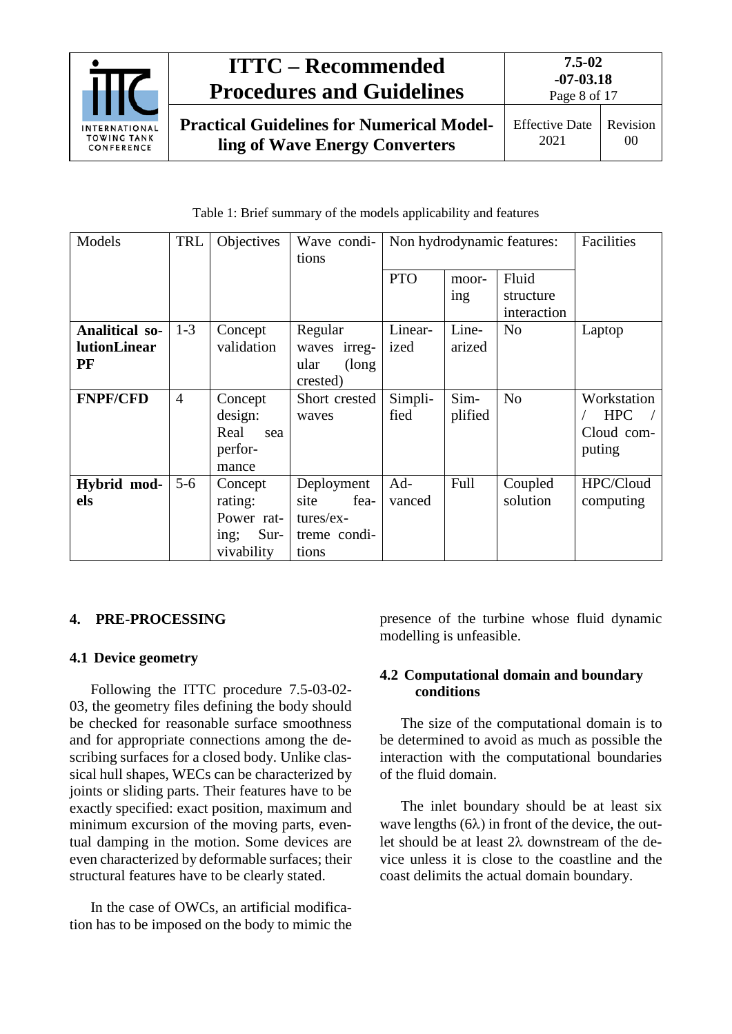Table 1: Brief summary of the models applicability and features

| Models | TRL | Objectives | Wave conditions | Non hydrodynamic features: | | | Facilities |
|---|---|---|---|---|---|---|---|
| | | | | PTO | mooring | Fluid structure interaction | |
| **Analitical solutionLinear PF** | 1-3 | Concept validation | Regular waves irregular (long crested) | Linearized | Linearized | No | Laptop |
| **FNPF/CFD** | 4 | Concept design: Real sea performance | Short crested waves | Simplified | Simplified | No | Workstation / HPC / Cloud computing |
| **Hybrid models** | 5-6 | Concept rating: Power rating; Survivability | Deployment site features/extreme conditions | Advanced | Full | Coupled solution | HPC/Cloud computing |

## 4. PRE-PROCESSING

### 4.1 Device geometry

Following the ITTC procedure 7.5-03-02-03, the geometry files defining the body should be checked for reasonable surface smoothness and for appropriate connections among the describing surfaces for a closed body. Unlike classical hull shapes, WECs can be characterized by joints or sliding parts. Their features have to be exactly specified: exact position, maximum and minimum excursion of the moving parts, eventual damping in the motion. Some devices are even characterized by deformable surfaces; their structural features have to be clearly stated.

In the case of OWCs, an artificial modification has to be imposed on the body to mimic the presence of the turbine whose fluid dynamic modelling is unfeasible.

### 4.2 Computational domain and boundary conditions

The size of the computational domain is to be determined to avoid as much as possible the interaction with the computational boundaries of the fluid domain.

The inlet boundary should be at least six wave lengths ($6\lambda$) in front of the device, the outlet should be at least $2\lambda$ downstream of the device unless it is close to the coastline and the coast delimits the actual domain boundary.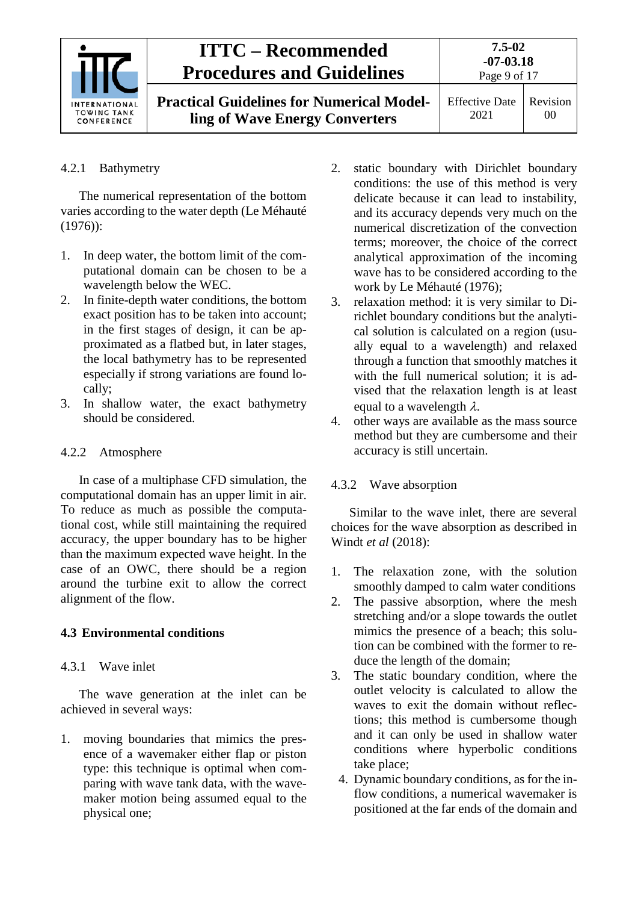#### 4.2.1 Bathymetry

The numerical representation of the bottom varies according to the water depth (Le Méhauté (1976)):

1. In deep water, the bottom limit of the computational domain can be chosen to be a wavelength below the WEC.
2. In finite-depth water conditions, the bottom exact position has to be taken into account; in the first stages of design, it can be approximated as a flatbed but, in later stages, the local bathymetry has to be represented especially if strong variations are found locally;
3. In shallow water, the exact bathymetry should be considered.

#### 4.2.2 Atmosphere

In case of a multiphase CFD simulation, the computational domain has an upper limit in air. To reduce as much as possible the computational cost, while still maintaining the required accuracy, the upper boundary has to be higher than the maximum expected wave height. In the case of an OWC, there should be a region around the turbine exit to allow the correct alignment of the flow.

### 4.3 Environmental conditions

#### 4.3.1 Wave inlet

The wave generation at the inlet can be achieved in several ways:

1. moving boundaries that mimics the presence of a wavemaker either flap or piston type: this technique is optimal when comparing with wave tank data, with the wavemaker motion being assumed equal to the physical one;
2. static boundary with Dirichlet boundary conditions: the use of this method is very delicate because it can lead to instability, and its accuracy depends very much on the numerical discretization of the convection terms; moreover, the choice of the correct analytical approximation of the incoming wave has to be considered according to the work by Le Méhauté (1976);
3. relaxation method: it is very similar to Dirichlet boundary conditions but the analytical solution is calculated on a region (usually equal to a wavelength) and relaxed through a function that smoothly matches it with the full numerical solution; it is advised that the relaxation length is at least equal to a wavelength $\lambda$.
4. other ways are available as the mass source method but they are cumbersome and their accuracy is still uncertain.

#### 4.3.2 Wave absorption

Similar to the wave inlet, there are several choices for the wave absorption as described in Windt *et al* (2018):

1. The relaxation zone, with the solution smoothly damped to calm water conditions
2. The passive absorption, where the mesh stretching and/or a slope towards the outlet mimics the presence of a beach; this solution can be combined with the former to reduce the length of the domain;
3. The static boundary condition, where the outlet velocity is calculated to allow the waves to exit the domain without reflections; this method is cumbersome though and it can only be used in shallow water conditions where hyperbolic conditions take place;
4. Dynamic boundary conditions, as for the inflow conditions, a numerical wavemaker is positioned at the far ends of the domain and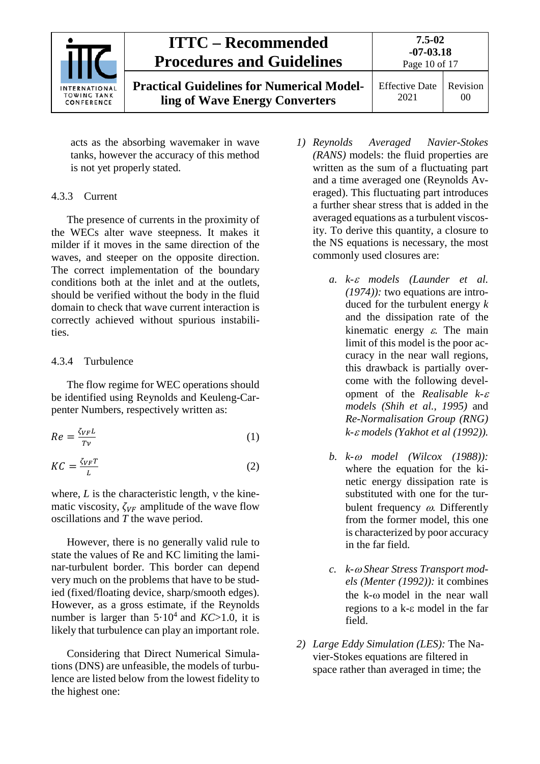acts as the absorbing wavemaker in wave tanks, however the accuracy of this method is not yet properly stated.

#### 4.3.3 Current

The presence of currents in the proximity of the WECs alter wave steepness. It makes it milder if it moves in the same direction of the waves, and steeper on the opposite direction. The correct implementation of the boundary conditions both at the inlet and at the outlets, should be verified without the body in the fluid domain to check that wave current interaction is correctly achieved without spurious instabilities.

#### 4.3.4 Turbulence

The flow regime for WEC operations should be identified using Reynolds and Keuleng-Carpenter Numbers, respectively written as:

$$Re = \frac{\zeta_{VF} L}{T\nu} \tag{1}$$

$$KC = \frac{\zeta_{VF} T}{L} \tag{2}$$

where, $L$ is the characteristic length, ν the kinematic viscosity, $\zeta_{VF}$ amplitude of the wave flow oscillations and $T$ the wave period.

However, there is no generally valid rule to state the values of Re and KC limiting the laminar-turbulent border. This border can depend very much on the problems that have to be studied (fixed/floating device, sharp/smooth edges). However, as a gross estimate, if the Reynolds number is larger than $5{\cdot}10^4$ and $KC$>1.0, it is likely that turbulence can play an important role.

Considering that Direct Numerical Simulations (DNS) are unfeasible, the models of turbulence are listed below from the lowest fidelity to the highest one:

1) *Reynolds Averaged Navier-Stokes (RANS)* models: the fluid properties are written as the sum of a fluctuating part and a time averaged one (Reynolds Averaged). This fluctuating part introduces a further shear stress that is added in the averaged equations as a turbulent viscosity. To derive this quantity, a closure to the NS equations is necessary, the most commonly used closures are:

    a. *k-ε models (Launder et al. (1974)):* two equations are introduced for the turbulent energy *k* and the dissipation rate of the kinematic energy *ε*. The main limit of this model is the poor accuracy in the near wall regions, this drawback is partially overcome with the following development of the *Realisable k-ε models (Shih et al., 1995)* and *Re-Normalisation Group (RNG) k-ε models (Yakhot et al (1992)).*

    b. *k-ω model (Wilcox (1988)):* where the equation for the kinetic energy dissipation rate is substituted with one for the turbulent frequency *ω*. Differently from the former model, this one is characterized by poor accuracy in the far field.

    c. *k-ω Shear Stress Transport models (Menter (1992)):* it combines the k-ω model in the near wall regions to a k-ε model in the far field.

2) *Large Eddy Simulation (LES):* The Navier-Stokes equations are filtered in space rather than averaged in time; the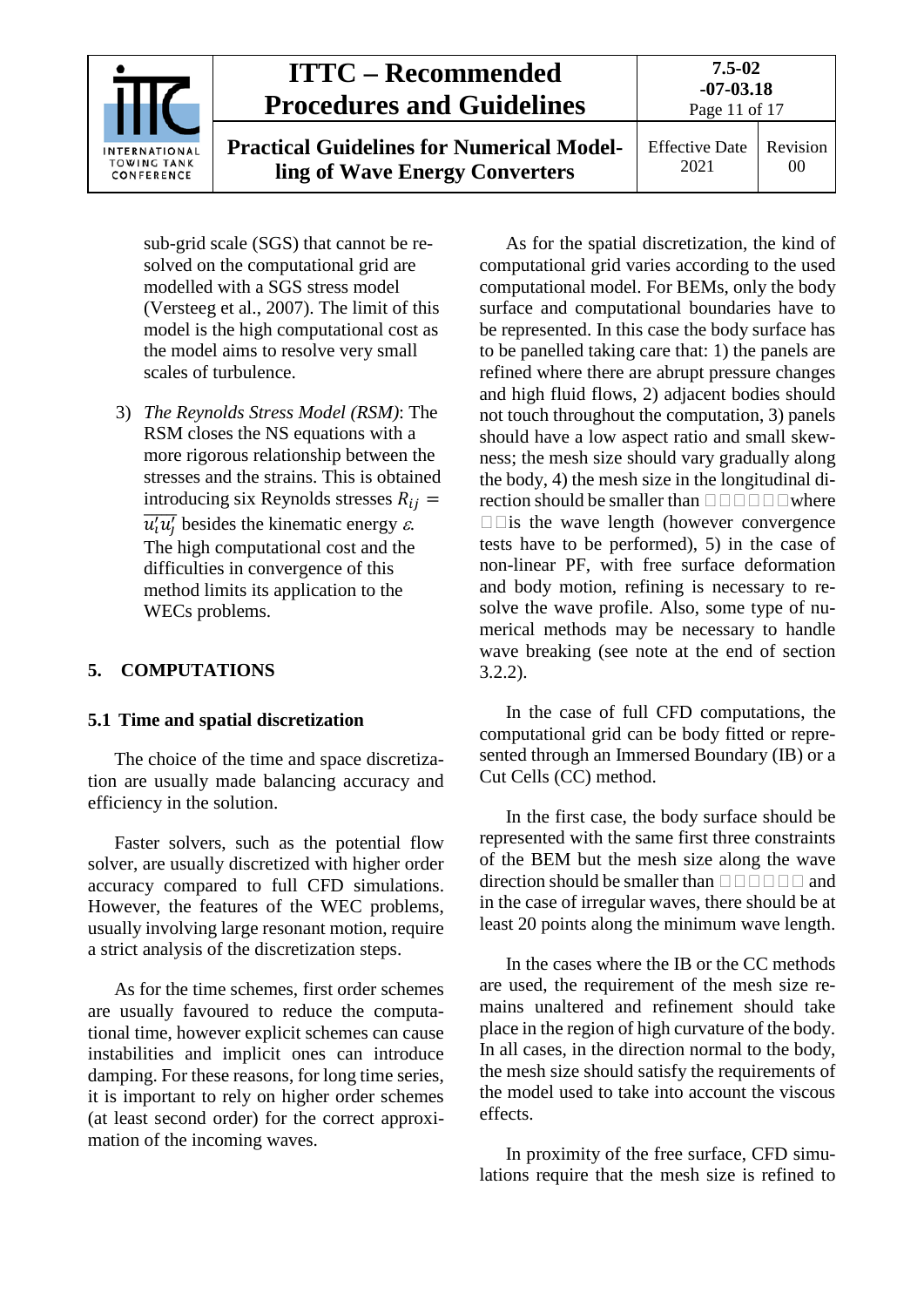sub-grid scale (SGS) that cannot be resolved on the computational grid are modelled with a SGS stress model (Versteeg et al., 2007). The limit of this model is the high computational cost as the model aims to resolve very small scales of turbulence.

3) *The Reynolds Stress Model (RSM)*: The RSM closes the NS equations with a more rigorous relationship between the stresses and the strains. This is obtained introducing six Reynolds stresses $R_{ij} = \overline{u_i' u_j'}$ besides the kinematic energy $\varepsilon$. The high computational cost and the difficulties in convergence of this method limits its application to the WECs problems.

## 5. COMPUTATIONS

### 5.1 Time and spatial discretization

The choice of the time and space discretization are usually made balancing accuracy and efficiency in the solution.

Faster solvers, such as the potential flow solver, are usually discretized with higher order accuracy compared to full CFD simulations. However, the features of the WEC problems, usually involving large resonant motion, require a strict analysis of the discretization steps.

As for the time schemes, first order schemes are usually favoured to reduce the computational time, however explicit schemes can cause instabilities and implicit ones can introduce damping. For these reasons, for long time series, it is important to rely on higher order schemes (at least second order) for the correct approximation of the incoming waves.

As for the spatial discretization, the kind of computational grid varies according to the used computational model. For BEMs, only the body surface and computational boundaries have to be represented. In this case the body surface has to be panelled taking care that: 1) the panels are refined where there are abrupt pressure changes and high fluid flows, 2) adjacent bodies should not touch throughout the computation, 3) panels should have a low aspect ratio and small skewness; the mesh size should vary gradually along the body, 4) the mesh size in the longitudinal direction should be smaller than □□□□□□where □□is the wave length (however convergence tests have to be performed), 5) in the case of non-linear PF, with free surface deformation and body motion, refining is necessary to resolve the wave profile. Also, some type of numerical methods may be necessary to handle wave breaking (see note at the end of section 3.2.2).

In the case of full CFD computations, the computational grid can be body fitted or represented through an Immersed Boundary (IB) or a Cut Cells (CC) method.

In the first case, the body surface should be represented with the same first three constraints of the BEM but the mesh size along the wave direction should be smaller than □□□□□□ and in the case of irregular waves, there should be at least 20 points along the minimum wave length.

In the cases where the IB or the CC methods are used, the requirement of the mesh size remains unaltered and refinement should take place in the region of high curvature of the body. In all cases, in the direction normal to the body, the mesh size should satisfy the requirements of the model used to take into account the viscous effects.

In proximity of the free surface, CFD simulations require that the mesh size is refined to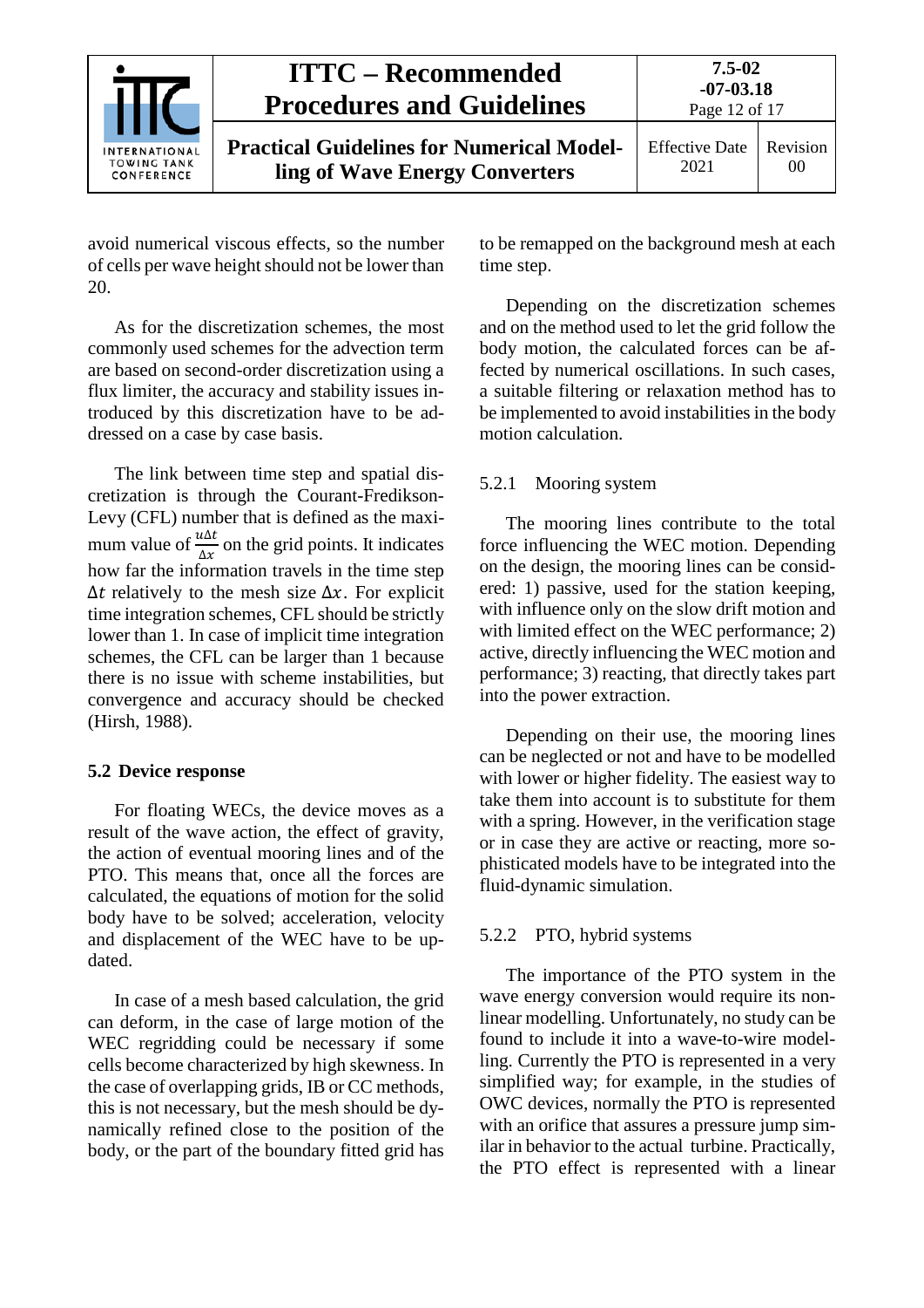avoid numerical viscous effects, so the number of cells per wave height should not be lower than 20.

As for the discretization schemes, the most commonly used schemes for the advection term are based on second-order discretization using a flux limiter, the accuracy and stability issues introduced by this discretization have to be addressed on a case by case basis.

The link between time step and spatial discretization is through the Courant-Fredikson-Levy (CFL) number that is defined as the maximum value of $\frac{u\Delta t}{\Delta x}$ on the grid points. It indicates how far the information travels in the time step $\Delta t$ relatively to the mesh size $\Delta x$. For explicit time integration schemes, CFL should be strictly lower than 1. In case of implicit time integration schemes, the CFL can be larger than 1 because there is no issue with scheme instabilities, but convergence and accuracy should be checked (Hirsh, 1988).

## 5.2 Device response

For floating WECs, the device moves as a result of the wave action, the effect of gravity, the action of eventual mooring lines and of the PTO. This means that, once all the forces are calculated, the equations of motion for the solid body have to be solved; acceleration, velocity and displacement of the WEC have to be updated.

In case of a mesh based calculation, the grid can deform, in the case of large motion of the WEC regridding could be necessary if some cells become characterized by high skewness. In the case of overlapping grids, IB or CC methods, this is not necessary, but the mesh should be dynamically refined close to the position of the body, or the part of the boundary fitted grid has to be remapped on the background mesh at each time step.

Depending on the discretization schemes and on the method used to let the grid follow the body motion, the calculated forces can be affected by numerical oscillations. In such cases, a suitable filtering or relaxation method has to be implemented to avoid instabilities in the body motion calculation.

### 5.2.1 Mooring system

The mooring lines contribute to the total force influencing the WEC motion. Depending on the design, the mooring lines can be considered: 1) passive, used for the station keeping, with influence only on the slow drift motion and with limited effect on the WEC performance; 2) active, directly influencing the WEC motion and performance; 3) reacting, that directly takes part into the power extraction.

Depending on their use, the mooring lines can be neglected or not and have to be modelled with lower or higher fidelity. The easiest way to take them into account is to substitute for them with a spring. However, in the verification stage or in case they are active or reacting, more sophisticated models have to be integrated into the fluid-dynamic simulation.

### 5.2.2 PTO, hybrid systems

The importance of the PTO system in the wave energy conversion would require its nonlinear modelling. Unfortunately, no study can be found to include it into a wave-to-wire modelling. Currently the PTO is represented in a very simplified way; for example, in the studies of OWC devices, normally the PTO is represented with an orifice that assures a pressure jump similar in behavior to the actual turbine. Practically, the PTO effect is represented with a linear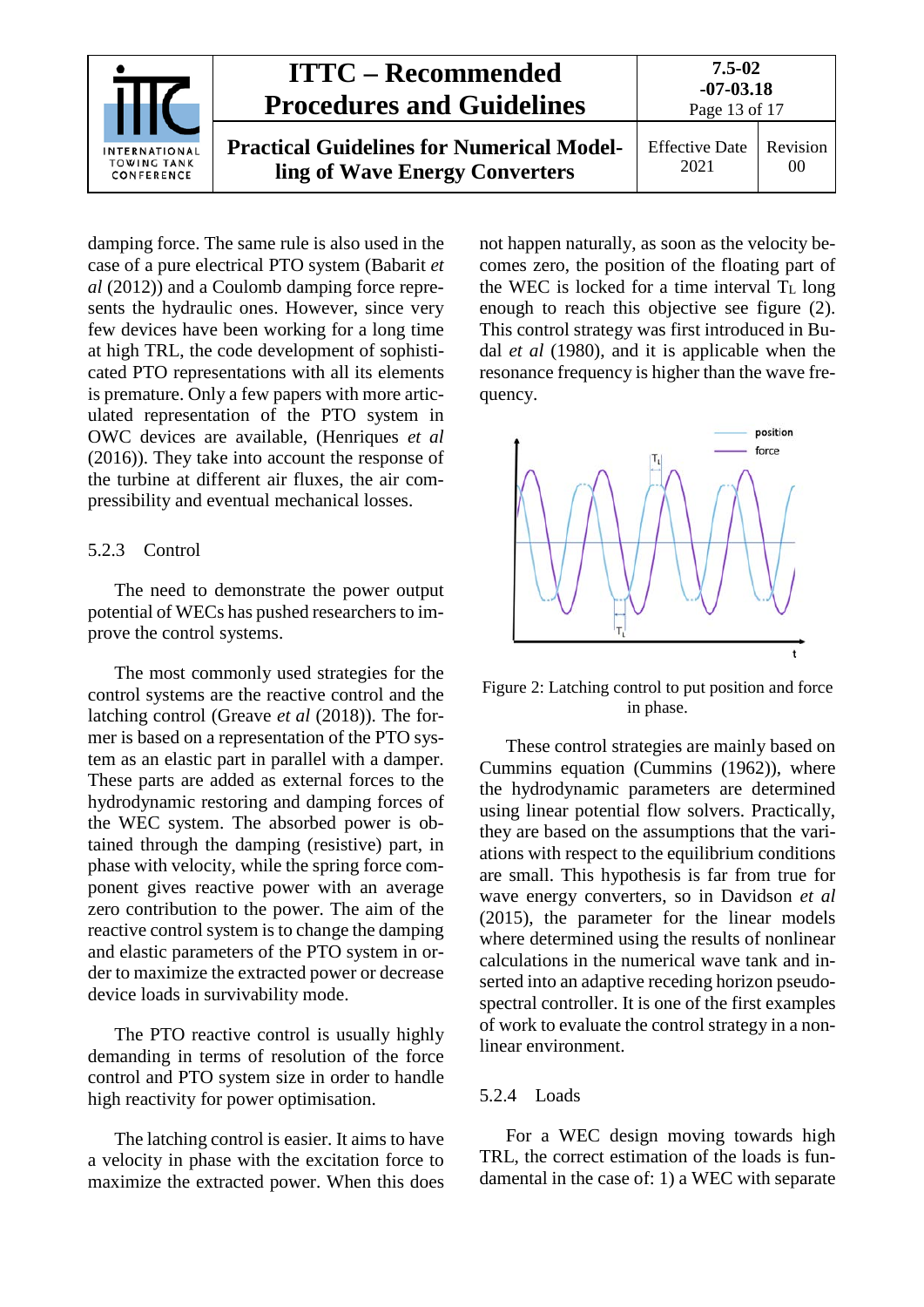damping force. The same rule is also used in the case of a pure electrical PTO system (Babarit *et al* (2012)) and a Coulomb damping force represents the hydraulic ones. However, since very few devices have been working for a long time at high TRL, the code development of sophisticated PTO representations with all its elements is premature. Only a few papers with more articulated representation of the PTO system in OWC devices are available, (Henriques *et al* (2016)). They take into account the response of the turbine at different air fluxes, the air compressibility and eventual mechanical losses.

### 5.2.3 Control

The need to demonstrate the power output potential of WECs has pushed researchers to improve the control systems.

The most commonly used strategies for the control systems are the reactive control and the latching control (Greave *et al* (2018)). The former is based on a representation of the PTO system as an elastic part in parallel with a damper. These parts are added as external forces to the hydrodynamic restoring and damping forces of the WEC system. The absorbed power is obtained through the damping (resistive) part, in phase with velocity, while the spring force component gives reactive power with an average zero contribution to the power. The aim of the reactive control system is to change the damping and elastic parameters of the PTO system in order to maximize the extracted power or decrease device loads in survivability mode.

The PTO reactive control is usually highly demanding in terms of resolution of the force control and PTO system size in order to handle high reactivity for power optimisation.

The latching control is easier. It aims to have a velocity in phase with the excitation force to maximize the extracted power. When this does not happen naturally, as soon as the velocity becomes zero, the position of the floating part of the WEC is locked for a time interval $T_L$ long enough to reach this objective see figure (2). This control strategy was first introduced in Budal *et al* (1980), and it is applicable when the resonance frequency is higher than the wave frequency.

Figure 2: Latching control to put position and force in phase.

These control strategies are mainly based on Cummins equation (Cummins (1962)), where the hydrodynamic parameters are determined using linear potential flow solvers. Practically, they are based on the assumptions that the variations with respect to the equilibrium conditions are small. This hypothesis is far from true for wave energy converters, so in Davidson *et al* (2015), the parameter for the linear models where determined using the results of nonlinear calculations in the numerical wave tank and inserted into an adaptive receding horizon pseudo-spectral controller. It is one of the first examples of work to evaluate the control strategy in a nonlinear environment.

### 5.2.4 Loads

For a WEC design moving towards high TRL, the correct estimation of the loads is fundamental in the case of: 1) a WEC with separate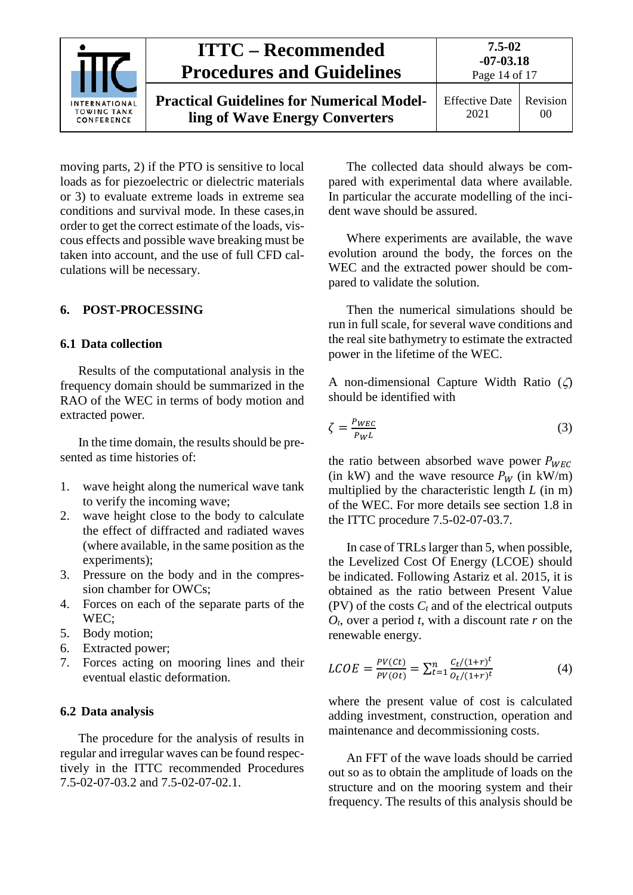moving parts, 2) if the PTO is sensitive to local loads as for piezoelectric or dielectric materials or 3) to evaluate extreme loads in extreme sea conditions and survival mode. In these cases,in order to get the correct estimate of the loads, viscous effects and possible wave breaking must be taken into account, and the use of full CFD calculations will be necessary.

## 6. POST-PROCESSING

### 6.1 Data collection

Results of the computational analysis in the frequency domain should be summarized in the RAO of the WEC in terms of body motion and extracted power.

In the time domain, the results should be presented as time histories of:

1. wave height along the numerical wave tank to verify the incoming wave;
2. wave height close to the body to calculate the effect of diffracted and radiated waves (where available, in the same position as the experiments);
3. Pressure on the body and in the compression chamber for OWCs;
4. Forces on each of the separate parts of the WEC;
5. Body motion;
6. Extracted power;
7. Forces acting on mooring lines and their eventual elastic deformation.

### 6.2 Data analysis

The procedure for the analysis of results in regular and irregular waves can be found respectively in the ITTC recommended Procedures 7.5-02-07-03.2 and 7.5-02-07-02.1.

The collected data should always be compared with experimental data where available. In particular the accurate modelling of the incident wave should be assured.

Where experiments are available, the wave evolution around the body, the forces on the WEC and the extracted power should be compared to validate the solution.

Then the numerical simulations should be run in full scale, for several wave conditions and the real site bathymetry to estimate the extracted power in the lifetime of the WEC.

A non-dimensional Capture Width Ratio ($\zeta$) should be identified with

$$\zeta = \frac{P_{WEC}}{P_W L} \tag{3}$$

the ratio between absorbed wave power $P_{WEC}$ (in kW) and the wave resource $P_W$ (in kW/m) multiplied by the characteristic length $L$ (in m) of the WEC. For more details see section 1.8 in the ITTC procedure 7.5-02-07-03.7.

In case of TRLs larger than 5, when possible, the Levelized Cost Of Energy (LCOE) should be indicated. Following Astariz et al. 2015, it is obtained as the ratio between Present Value (PV) of the costs $C_t$ and of the electrical outputs $O_t$, over a period $t$, with a discount rate $r$ on the renewable energy.

$$LCOE = \frac{PV(Ct)}{PV(Ot)} = \sum_{t=1}^{n} \frac{C_t/(1+r)^t}{O_t/(1+r)^t} \tag{4}$$

where the present value of cost is calculated adding investment, construction, operation and maintenance and decommissioning costs.

An FFT of the wave loads should be carried out so as to obtain the amplitude of loads on the structure and on the mooring system and their frequency. The results of this analysis should be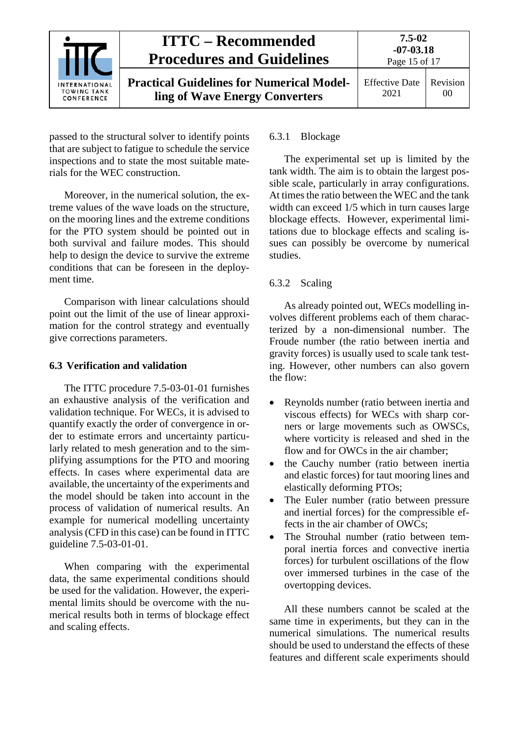passed to the structural solver to identify points that are subject to fatigue to schedule the service inspections and to state the most suitable materials for the WEC construction.

Moreover, in the numerical solution, the extreme values of the wave loads on the structure, on the mooring lines and the extreme conditions for the PTO system should be pointed out in both survival and failure modes. This should help to design the device to survive the extreme conditions that can be foreseen in the deployment time.

Comparison with linear calculations should point out the limit of the use of linear approximation for the control strategy and eventually give corrections parameters.

## 6.3 Verification and validation

The ITTC procedure 7.5-03-01-01 furnishes an exhaustive analysis of the verification and validation technique. For WECs, it is advised to quantify exactly the order of convergence in order to estimate errors and uncertainty particularly related to mesh generation and to the simplifying assumptions for the PTO and mooring effects. In cases where experimental data are available, the uncertainty of the experiments and the model should be taken into account in the process of validation of numerical results. An example for numerical modelling uncertainty analysis (CFD in this case) can be found in ITTC guideline 7.5-03-01-01.

When comparing with the experimental data, the same experimental conditions should be used for the validation. However, the experimental limits should be overcome with the numerical results both in terms of blockage effect and scaling effects.

### 6.3.1 Blockage

The experimental set up is limited by the tank width. The aim is to obtain the largest possible scale, particularly in array configurations. At times the ratio between the WEC and the tank width can exceed 1/5 which in turn causes large blockage effects. However, experimental limitations due to blockage effects and scaling issues can possibly be overcome by numerical studies.

### 6.3.2 Scaling

As already pointed out, WECs modelling involves different problems each of them characterized by a non-dimensional number. The Froude number (the ratio between inertia and gravity forces) is usually used to scale tank testing. However, other numbers can also govern the flow:

- Reynolds number (ratio between inertia and viscous effects) for WECs with sharp corners or large movements such as OWSCs, where vorticity is released and shed in the flow and for OWCs in the air chamber;
- the Cauchy number (ratio between inertia and elastic forces) for taut mooring lines and elastically deforming PTOs;
- The Euler number (ratio between pressure and inertial forces) for the compressible effects in the air chamber of OWCs;
- The Strouhal number (ratio between temporal inertia forces and convective inertia forces) for turbulent oscillations of the flow over immersed turbines in the case of the overtopping devices.

All these numbers cannot be scaled at the same time in experiments, but they can in the numerical simulations. The numerical results should be used to understand the effects of these features and different scale experiments should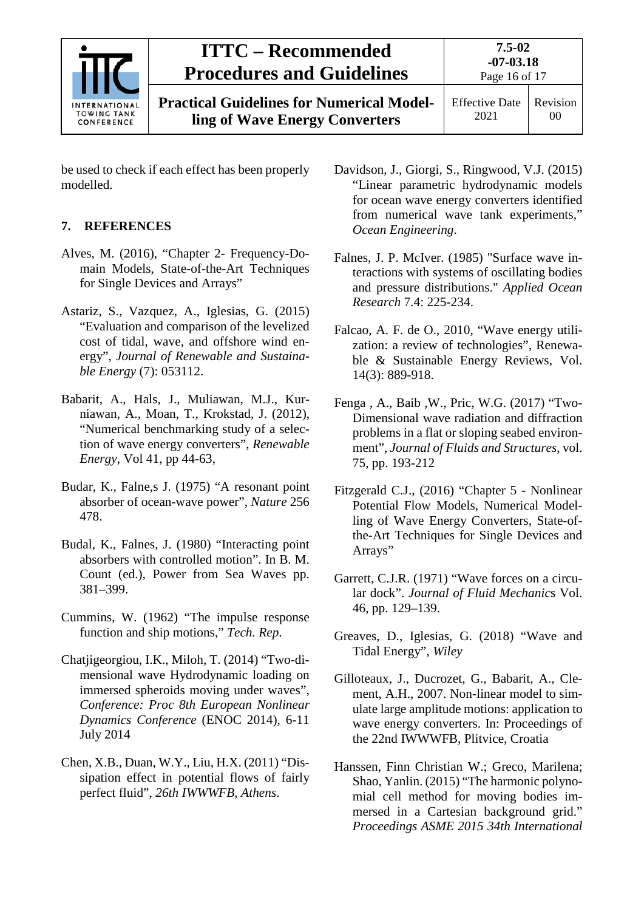be used to check if each effect has been properly modelled.

## 7. REFERENCES

Alves, M. (2016), "Chapter 2- Frequency-Domain Models, State-of-the-Art Techniques for Single Devices and Arrays"

Astariz, S., Vazquez, A., Iglesias, G. (2015) "Evaluation and comparison of the levelized cost of tidal, wave, and offshore wind energy", *Journal of Renewable and Sustainable Energy* (7): 053112.

Babarit, A., Hals, J., Muliawan, M.J., Kurniawan, A., Moan, T., Krokstad, J. (2012), "Numerical benchmarking study of a selection of wave energy converters", *Renewable Energy*, Vol 41, pp 44-63,

Budar, K., Falne,s J. (1975) "A resonant point absorber of ocean-wave power", *Nature* 256 478.

Budal, K., Falnes, J. (1980) "Interacting point absorbers with controlled motion". In B. M. Count (ed.), Power from Sea Waves pp. 381–399.

Cummins, W. (1962) "The impulse response function and ship motions," *Tech. Rep.*

Chatjigeorgiou, I.K., Miloh, T. (2014) "Two-dimensional wave Hydrodynamic loading on immersed spheroids moving under waves", *Conference: Proc 8th European Nonlinear Dynamics Conference* (ENOC 2014), 6-11 July 2014

Chen, X.B., Duan, W.Y., Liu, H.X. (2011) "Dissipation effect in potential flows of fairly perfect fluid", *26th IWWWFB, Athens*.

Davidson, J., Giorgi, S., Ringwood, V.J. (2015) "Linear parametric hydrodynamic models for ocean wave energy converters identified from numerical wave tank experiments," *Ocean Engineering*.

Falnes, J. P. McIver. (1985) "Surface wave interactions with systems of oscillating bodies and pressure distributions." *Applied Ocean Research* 7.4: 225-234.

Falcao, A. F. de O., 2010, "Wave energy utilization: a review of technologies", Renewable & Sustainable Energy Reviews, Vol. 14(3): 889-918.

Fenga , A., Baib ,W., Pric, W.G. (2017) "Two-Dimensional wave radiation and diffraction problems in a flat or sloping seabed environment", *Journal of Fluids and Structures*, vol. 75, pp. 193-212

Fitzgerald C.J., (2016) "Chapter 5 - Nonlinear Potential Flow Models, Numerical Modelling of Wave Energy Converters, State-of-the-Art Techniques for Single Devices and Arrays"

Garrett, C.J.R. (1971) "Wave forces on a circular dock". *Journal of Fluid Mechanics* Vol. 46, pp. 129–139.

Greaves, D., Iglesias, G. (2018) "Wave and Tidal Energy", *Wiley*

Gilloteaux, J., Ducrozet, G., Babarit, A., Clement, A.H., 2007. Non-linear model to simulate large amplitude motions: application to wave energy converters. In: Proceedings of the 22nd IWWWFB, Plitvice, Croatia

Hanssen, Finn Christian W.; Greco, Marilena; Shao, Yanlin. (2015) "The harmonic polynomial cell method for moving bodies immersed in a Cartesian background grid." *Proceedings ASME 2015 34th International*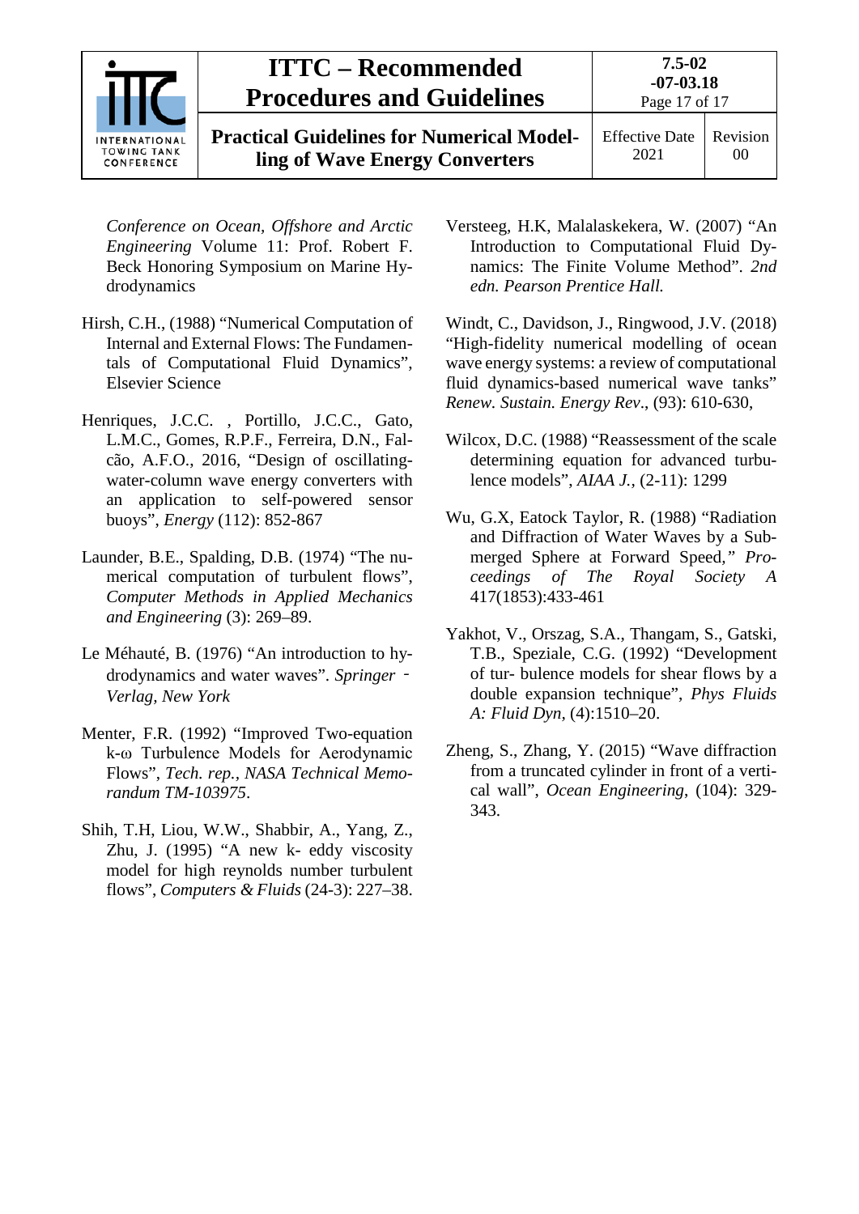*Conference on Ocean, Offshore and Arctic Engineering* Volume 11: Prof. Robert F. Beck Honoring Symposium on Marine Hydrodynamics

Hirsh, C.H., (1988) “Numerical Computation of Internal and External Flows: The Fundamentals of Computational Fluid Dynamics”, Elsevier Science

Henriques, J.C.C. , Portillo, J.C.C., Gato, L.M.C., Gomes, R.P.F., Ferreira, D.N., Falcão, A.F.O., 2016, “Design of oscillating-water-column wave energy converters with an application to self-powered sensor buoys”, *Energy* (112): 852-867

Launder, B.E., Spalding, D.B. (1974) “The numerical computation of turbulent flows”, *Computer Methods in Applied Mechanics and Engineering* (3): 269–89.

Le Méhauté, B. (1976) “An introduction to hydrodynamics and water waves”. *Springer‐Verlag, New York*

Menter, F.R. (1992) “Improved Two-equation k-ω Turbulence Models for Aerodynamic Flows”, *Tech. rep., NASA Technical Memorandum TM-103975*.

Shih, T.H, Liou, W.W., Shabbir, A., Yang, Z., Zhu, J. (1995) “A new k- eddy viscosity model for high reynolds number turbulent flows”, *Computers & Fluids* (24-3): 227–38.

Versteeg, H.K, Malalaskekera, W. (2007) “An Introduction to Computational Fluid Dynamics: The Finite Volume Method”. *2nd edn. Pearson Prentice Hall.*

Windt, C., Davidson, J., Ringwood, J.V. (2018) “High-fidelity numerical modelling of ocean wave energy systems: a review of computational fluid dynamics-based numerical wave tanks” *Renew. Sustain. Energy Rev*., (93): 610-630,

Wilcox, D.C. (1988) “Reassessment of the scale determining equation for advanced turbulence models”, *AIAA J.*, (2-11): 1299

Wu, G.X, Eatock Taylor, R. (1988) “Radiation and Diffraction of Water Waves by a Submerged Sphere at Forward Speed,” *Proceedings of The Royal Society A* 417(1853):433-461

Yakhot, V., Orszag, S.A., Thangam, S., Gatski, T.B., Speziale, C.G. (1992) “Development of tur- bulence models for shear flows by a double expansion technique”, *Phys Fluids A: Fluid Dyn*, (4):1510–20.

Zheng, S., Zhang, Y. (2015) “Wave diffraction from a truncated cylinder in front of a vertical wall”, *Ocean Engineering*, (104): 329-343.